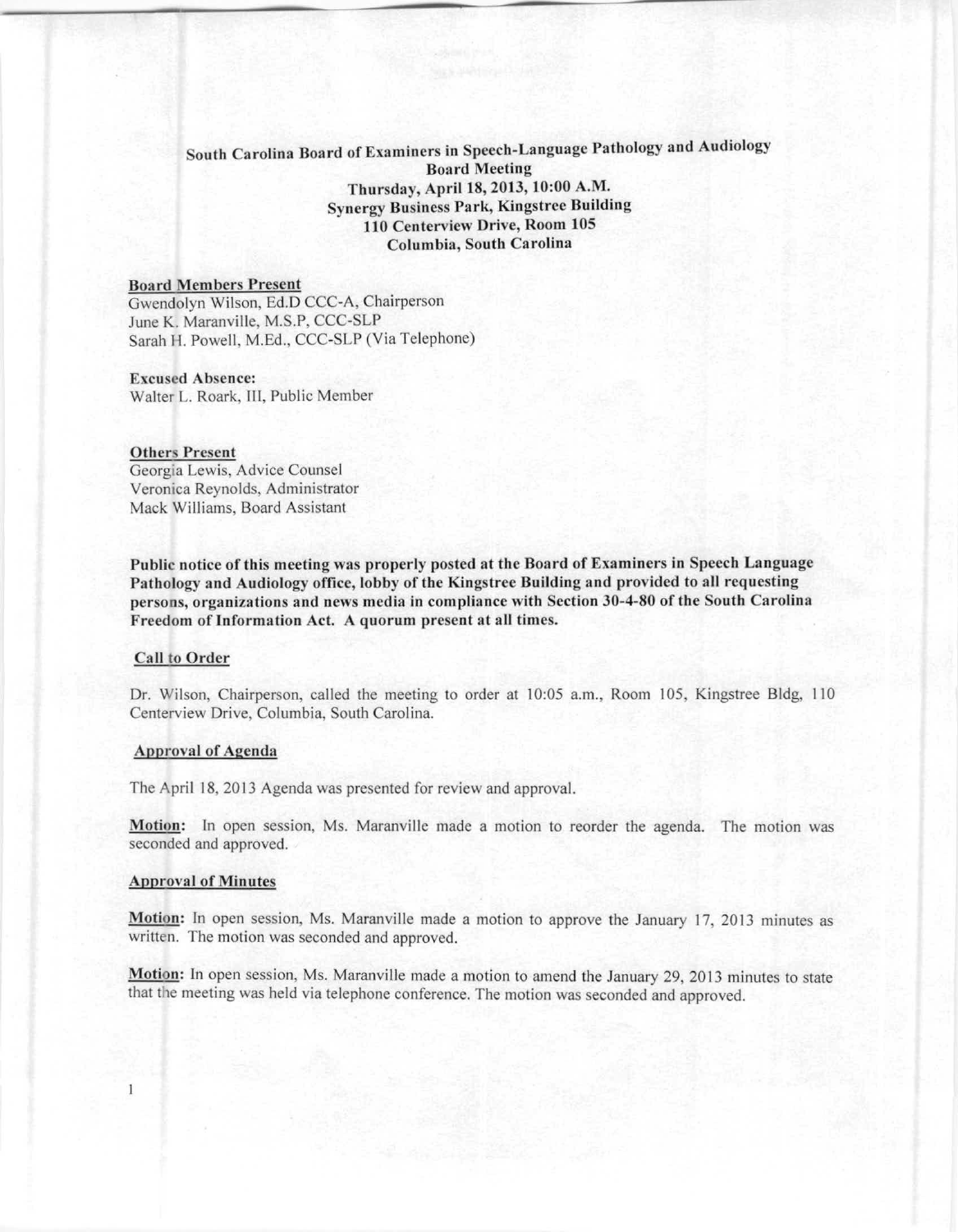**South Carolina Board of Examiners in Speech-Language Pathology and Audiology**
**Board Meeting**
**Thursday, April 18, 2013, 10:00 A.M.**
**Synergy Business Park, Kingstree Building**
**110 Centerview Drive, Room 105**
**Columbia, South Carolina**

**Board Members Present**
Gwendolyn Wilson, Ed.D CCC-A, Chairperson
June K. Maranville, M.S.P, CCC-SLP
Sarah H. Powell, M.Ed., CCC-SLP (Via Telephone)

**Excused Absence:**
Walter L. Roark, III, Public Member

**Others Present**
Georgia Lewis, Advice Counsel
Veronica Reynolds, Administrator
Mack Williams, Board Assistant

**Public notice of this meeting was properly posted at the Board of Examiners in Speech Language Pathology and Audiology office, lobby of the Kingstree Building and provided to all requesting persons, organizations and news media in compliance with Section 30-4-80 of the South Carolina Freedom of Information Act. A quorum present at all times.**

**Call to Order**

Dr. Wilson, Chairperson, called the meeting to order at 10:05 a.m., Room 105, Kingstree Bldg, 110 Centerview Drive, Columbia, South Carolina.

**Approval of Agenda**

The April 18, 2013 Agenda was presented for review and approval.

**Motion:** In open session, Ms. Maranville made a motion to reorder the agenda. The motion was seconded and approved.

**Approval of Minutes**

**Motion:** In open session, Ms. Maranville made a motion to approve the January 17, 2013 minutes as written. The motion was seconded and approved.

**Motion:** In open session, Ms. Maranville made a motion to amend the January 29, 2013 minutes to state that the meeting was held via telephone conference. The motion was seconded and approved.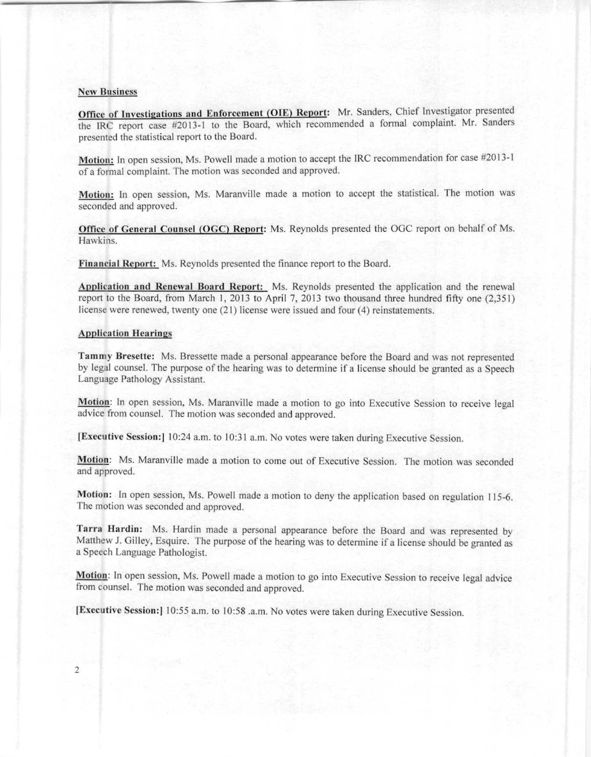## New Business

**Office of Investigations and Enforcement (OIE) Report:** Mr. Sanders, Chief Investigator presented the IRC report case #2013-1 to the Board, which recommended a formal complaint. Mr. Sanders presented the statistical report to the Board.

**Motion:** In open session, Ms. Powell made a motion to accept the IRC recommendation for case #2013-1 of a formal complaint. The motion was seconded and approved.

**Motion:** In open session, Ms. Maranville made a motion to accept the statistical. The motion was seconded and approved.

**Office of General Counsel (OGC) Report:** Ms. Reynolds presented the OGC report on behalf of Ms. Hawkins.

**Financial Report:** Ms. Reynolds presented the finance report to the Board.

**Application and Renewal Board Report:** Ms. Reynolds presented the application and the renewal report to the Board, from March 1, 2013 to April 7, 2013 two thousand three hundred fifty one (2,351) license were renewed, twenty one (21) license were issued and four (4) reinstatements.

## Application Hearings

**Tammy Bresette:** Ms. Bressette made a personal appearance before the Board and was not represented by legal counsel. The purpose of the hearing was to determine if a license should be granted as a Speech Language Pathology Assistant.

**Motion**: In open session, Ms. Maranville made a motion to go into Executive Session to receive legal advice from counsel. The motion was seconded and approved.

**[Executive Session:]** 10:24 a.m. to 10:31 a.m. No votes were taken during Executive Session.

**Motion**: Ms. Maranville made a motion to come out of Executive Session. The motion was seconded and approved.

**Motion:** In open session, Ms. Powell made a motion to deny the application based on regulation 115-6. The motion was seconded and approved.

**Tarra Hardin:** Ms. Hardin made a personal appearance before the Board and was represented by Matthew J. Gilley, Esquire. The purpose of the hearing was to determine if a license should be granted as a Speech Language Pathologist.

**Motion**: In open session, Ms. Powell made a motion to go into Executive Session to receive legal advice from counsel. The motion was seconded and approved.

**[Executive Session:]** 10:55 a.m. to 10:58 .a.m. No votes were taken during Executive Session.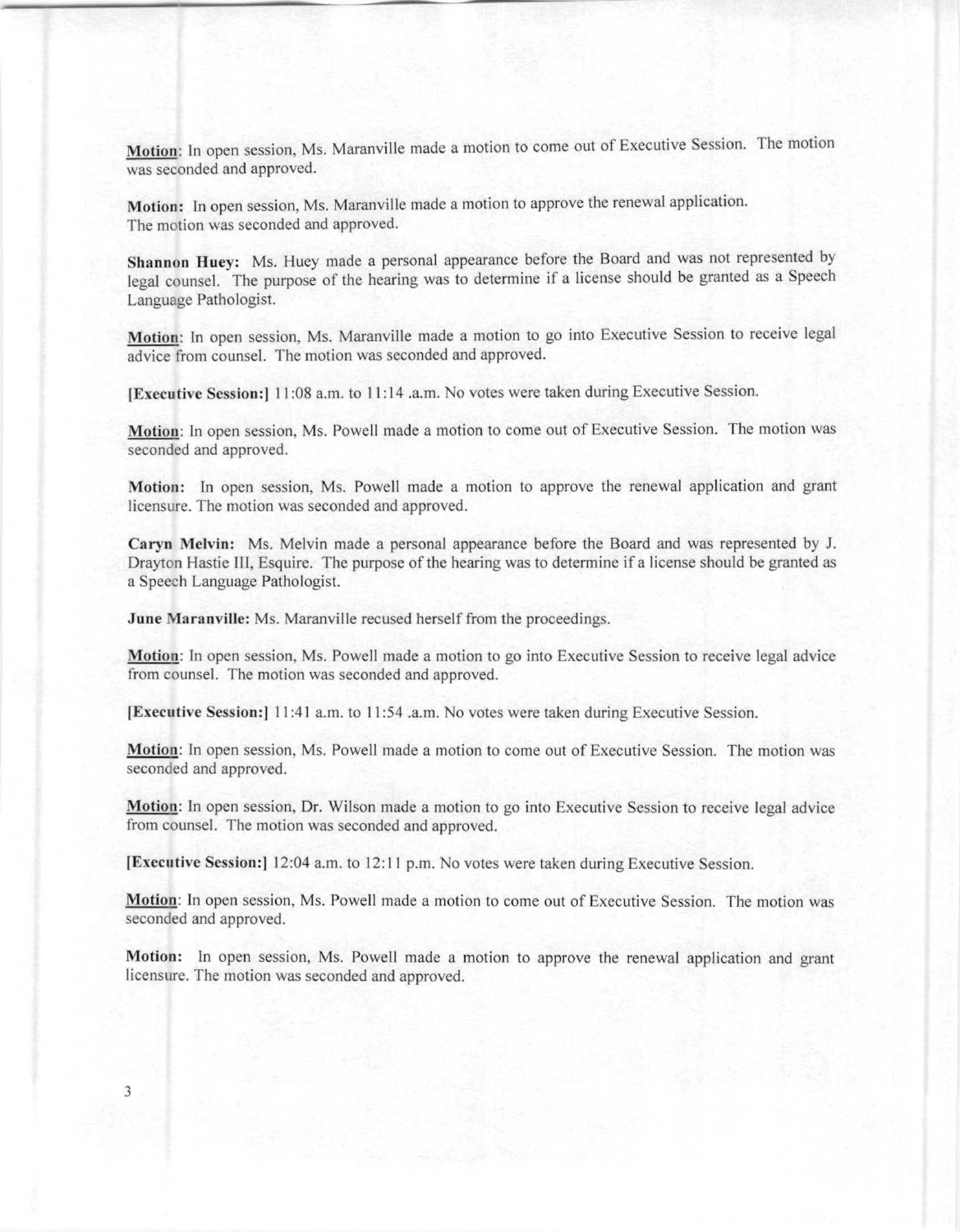**Motion**: In open session, Ms. Maranville made a motion to come out of Executive Session. The motion was seconded and approved.

**Motion:** In open session, Ms. Maranville made a motion to approve the renewal application. The motion was seconded and approved.

**Shannon Huey:** Ms. Huey made a personal appearance before the Board and was not represented by legal counsel. The purpose of the hearing was to determine if a license should be granted as a Speech Language Pathologist.

**Motion**: In open session, Ms. Maranville made a motion to go into Executive Session to receive legal advice from counsel. The motion was seconded and approved.

**[Executive Session:]** 11:08 a.m. to 11:14 .a.m. No votes were taken during Executive Session.

**Motion**: In open session, Ms. Powell made a motion to come out of Executive Session. The motion was seconded and approved.

**Motion:** In open session, Ms. Powell made a motion to approve the renewal application and grant licensure. The motion was seconded and approved.

**Caryn Melvin:** Ms. Melvin made a personal appearance before the Board and was represented by J. Drayton Hastie III, Esquire. The purpose of the hearing was to determine if a license should be granted as a Speech Language Pathologist.

**June Maranville:** Ms. Maranville recused herself from the proceedings.

**Motion**: In open session, Ms. Powell made a motion to go into Executive Session to receive legal advice from counsel. The motion was seconded and approved.

**[Executive Session:]** 11:41 a.m. to 11:54 .a.m. No votes were taken during Executive Session.

**Motion**: In open session, Ms. Powell made a motion to come out of Executive Session. The motion was seconded and approved.

**Motion**: In open session, Dr. Wilson made a motion to go into Executive Session to receive legal advice from counsel. The motion was seconded and approved.

**[Executive Session:]** 12:04 a.m. to 12:11 p.m. No votes were taken during Executive Session.

**Motion**: In open session, Ms. Powell made a motion to come out of Executive Session. The motion was seconded and approved.

**Motion:** In open session, Ms. Powell made a motion to approve the renewal application and grant licensure. The motion was seconded and approved.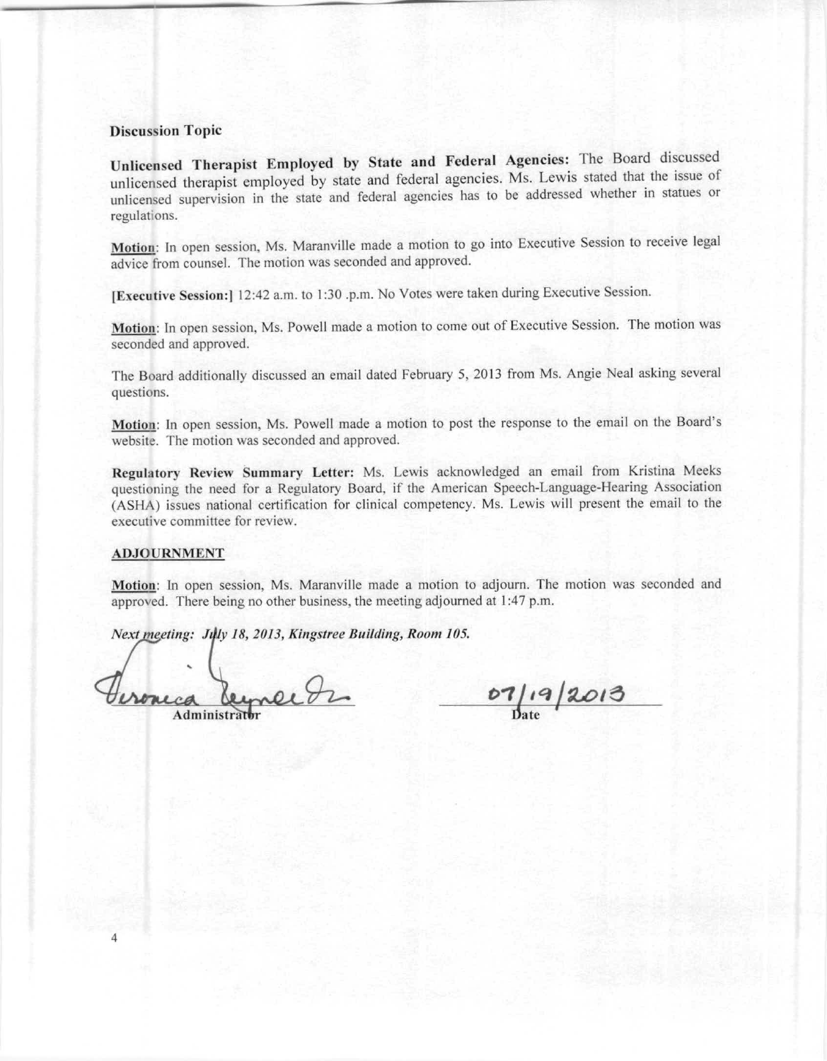### Discussion Topic

**Unlicensed Therapist Employed by State and Federal Agencies:** The Board discussed unlicensed therapist employed by state and federal agencies. Ms. Lewis stated that the issue of unlicensed supervision in the state and federal agencies has to be addressed whether in statues or regulations.

**Motion**: In open session, Ms. Maranville made a motion to go into Executive Session to receive legal advice from counsel. The motion was seconded and approved.

**[Executive Session:]** 12:42 a.m. to 1:30 .p.m. No Votes were taken during Executive Session.

**Motion**: In open session, Ms. Powell made a motion to come out of Executive Session. The motion was seconded and approved.

The Board additionally discussed an email dated February 5, 2013 from Ms. Angie Neal asking several questions.

**Motion**: In open session, Ms. Powell made a motion to post the response to the email on the Board's website. The motion was seconded and approved.

**Regulatory Review Summary Letter:** Ms. Lewis acknowledged an email from Kristina Meeks questioning the need for a Regulatory Board, if the American Speech-Language-Hearing Association (ASHA) issues national certification for clinical competency. Ms. Lewis will present the email to the executive committee for review.

### ADJOURNMENT

**Motion**: In open session, Ms. Maranville made a motion to adjourn. The motion was seconded and approved. There being no other business, the meeting adjourned at 1:47 p.m.

*Next meeting: July 18, 2013, Kingstree Building, Room 105.*

Veronica Reynolds
Administrator

07/19/2013
Date